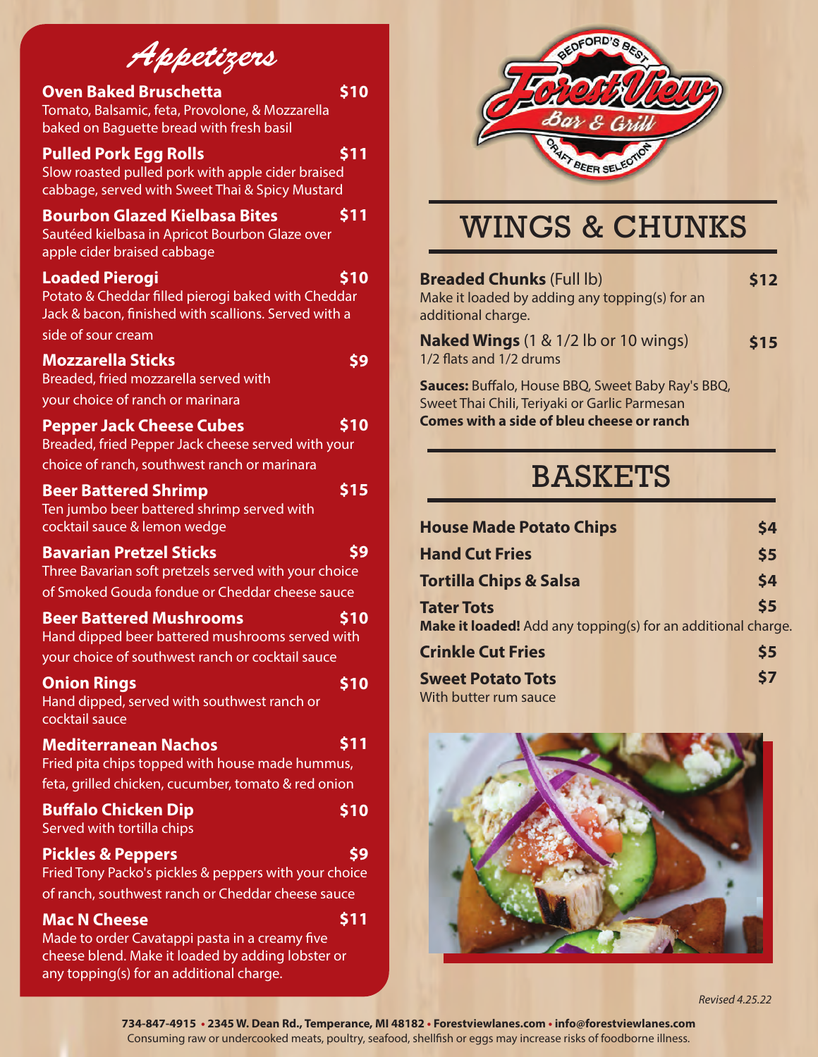# Appetizers

**Oven Baked Bruschetta** **$10**
Tomato, Balsamic, feta, Provolone, & Mozzarella baked on Baguette bread with fresh basil

**Pulled Pork Egg Rolls** **$11**
Slow roasted pulled pork with apple cider braised cabbage, served with Sweet Thai & Spicy Mustard

**Bourbon Glazed Kielbasa Bites** **$11**
Sautéed kielbasa in Apricot Bourbon Glaze over apple cider braised cabbage

**Loaded Pierogi** **$10**
Potato & Cheddar filled pierogi baked with Cheddar Jack & bacon, finished with scallions. Served with a side of sour cream

**Mozzarella Sticks** **$9**
Breaded, fried mozzarella served with your choice of ranch or marinara

**Pepper Jack Cheese Cubes** **$10**
Breaded, fried Pepper Jack cheese served with your choice of ranch, southwest ranch or marinara

**Beer Battered Shrimp** **$15**
Ten jumbo beer battered shrimp served with cocktail sauce & lemon wedge

**Bavarian Pretzel Sticks** **$9**
Three Bavarian soft pretzels served with your choice of Smoked Gouda fondue or Cheddar cheese sauce

**Beer Battered Mushrooms** **$10**
Hand dipped beer battered mushrooms served with your choice of southwest ranch or cocktail sauce

**Onion Rings** **$10**
Hand dipped, served with southwest ranch or cocktail sauce

**Mediterranean Nachos** **$11**
Fried pita chips topped with house made hummus, feta, grilled chicken, cucumber, tomato & red onion

**Buffalo Chicken Dip** **$10**
Served with tortilla chips

**Pickles & Peppers** **$9**
Fried Tony Packo's pickles & peppers with your choice of ranch, southwest ranch or Cheddar cheese sauce

**Mac N Cheese** **$11**
Made to order Cavatappi pasta in a creamy five cheese blend. Make it loaded by adding lobster or any topping(s) for an additional charge.

Bedford's Best Forest View Bar & Grill – Craft Beer Selection

# WINGS & CHUNKS

**Breaded Chunks** (Full lb) **$12**
Make it loaded by adding any topping(s) for an additional charge.

**Naked Wings** (1 & 1/2 lb or 10 wings) **$15**
1/2 flats and 1/2 drums

**Sauces:** Buffalo, House BBQ, Sweet Baby Ray's BBQ, Sweet Thai Chili, Teriyaki or Garlic Parmesan
**Comes with a side of bleu cheese or ranch**

# BASKETS

**House Made Potato Chips** **$4**

**Hand Cut Fries** **$5**

**Tortilla Chips & Salsa** **$4**

**Tater Tots** **$5**
**Make it loaded!** Add any topping(s) for an additional charge.

**Crinkle Cut Fries** **$5**

**Sweet Potato Tots** **$7**
With butter rum sauce

*Revised 4.25.22*

**734-847-4915 • 2345 W. Dean Rd., Temperance, MI 48182 • Forestviewlanes.com • info@forestviewlanes.com**
Consuming raw or undercooked meats, poultry, seafood, shellfish or eggs may increase risks of foodborne illness.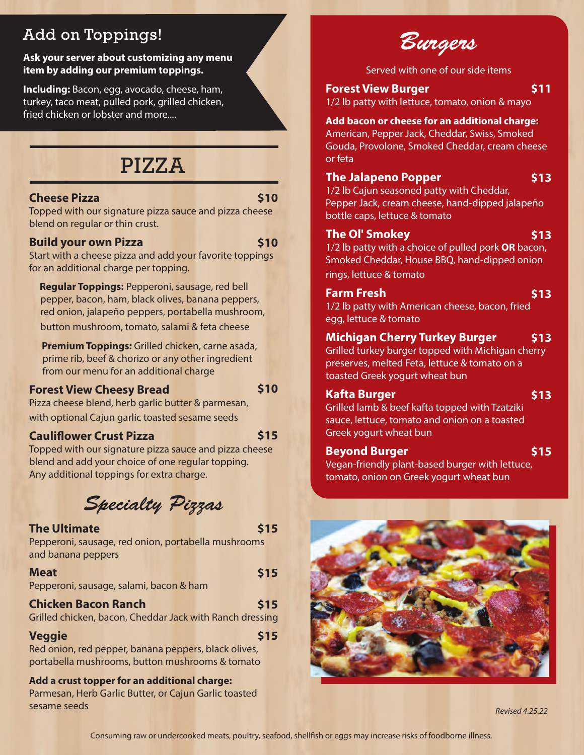## Add on Toppings!

**Ask your server about customizing any menu item by adding our premium toppings.**

**Including:** Bacon, egg, avocado, cheese, ham, turkey, taco meat, pulled pork, grilled chicken, fried chicken or lobster and more....

# PIZZA

**Cheese Pizza** **$10**
Topped with our signature pizza sauce and pizza cheese blend on regular or thin crust.

**Build your own Pizza** **$10**
Start with a cheese pizza and add your favorite toppings for an additional charge per topping.

**Regular Toppings:** Pepperoni, sausage, red bell pepper, bacon, ham, black olives, banana peppers, red onion, jalapeño peppers, portabella mushroom, button mushroom, tomato, salami & feta cheese

**Premium Toppings:** Grilled chicken, carne asada, prime rib, beef & chorizo or any other ingredient from our menu for an additional charge

**Forest View Cheesy Bread** **$10**
Pizza cheese blend, herb garlic butter & parmesan, with optional Cajun garlic toasted sesame seeds

**Cauliflower Crust Pizza** **$15**
Topped with our signature pizza sauce and pizza cheese blend and add your choice of one regular topping. Any additional toppings for extra charge.

## *Specialty Pizzas*

**The Ultimate** **$15**
Pepperoni, sausage, red onion, portabella mushrooms and banana peppers

**Meat** **$15**
Pepperoni, sausage, salami, bacon & ham

**Chicken Bacon Ranch** **$15**
Grilled chicken, bacon, Cheddar Jack with Ranch dressing

**Veggie** **$15**
Red onion, red pepper, banana peppers, black olives, portabella mushrooms, button mushrooms & tomato

**Add a crust topper for an additional charge:**
Parmesan, Herb Garlic Butter, or Cajun Garlic toasted sesame seeds

## *Burgers*

Served with one of our side items

**Forest View Burger** **$11**
1/2 lb patty with lettuce, tomato, onion & mayo

**Add bacon or cheese for an additional charge:**
American, Pepper Jack, Cheddar, Swiss, Smoked Gouda, Provolone, Smoked Cheddar, cream cheese or feta

**The Jalapeno Popper** **$13**
1/2 lb Cajun seasoned patty with Cheddar, Pepper Jack, cream cheese, hand-dipped jalapeño bottle caps, lettuce & tomato

**The Ol' Smokey** **$13**
1/2 lb patty with a choice of pulled pork **OR** bacon, Smoked Cheddar, House BBQ, hand-dipped onion rings, lettuce & tomato

**Farm Fresh** **$13**
1/2 lb patty with American cheese, bacon, fried egg, lettuce & tomato

**Michigan Cherry Turkey Burger** **$13**
Grilled turkey burger topped with Michigan cherry preserves, melted Feta, lettuce & tomato on a toasted Greek yogurt wheat bun

**Kafta Burger** **$13**
Grilled lamb & beef kafta topped with Tzatziki sauce, lettuce, tomato and onion on a toasted Greek yogurt wheat bun

**Beyond Burger** **$15**
Vegan-friendly plant-based burger with lettuce, tomato, onion on Greek yogurt wheat bun

*Revised 4.25.22*

Consuming raw or undercooked meats, poultry, seafood, shellfish or eggs may increase risks of foodborne illness.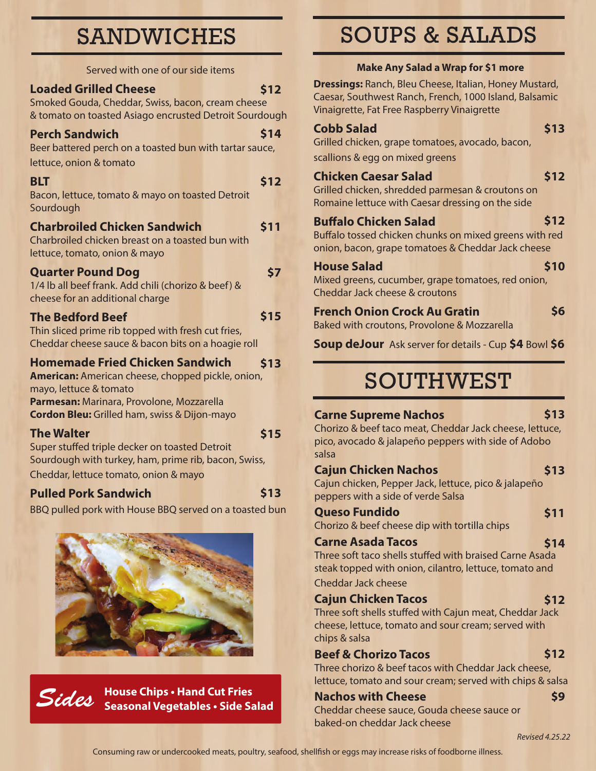# SANDWICHES

Served with one of our side items

**Loaded Grilled Cheese** **$12**
Smoked Gouda, Cheddar, Swiss, bacon, cream cheese & tomato on toasted Asiago encrusted Detroit Sourdough

**Perch Sandwich** **$14**
Beer battered perch on a toasted bun with tartar sauce, lettuce, onion & tomato

**BLT** **$12**
Bacon, lettuce, tomato & mayo on toasted Detroit Sourdough

**Charbroiled Chicken Sandwich** **$11**
Charbroiled chicken breast on a toasted bun with lettuce, tomato, onion & mayo

**Quarter Pound Dog** **$7**
1/4 lb all beef frank. Add chili (chorizo & beef) & cheese for an additional charge

**The Bedford Beef** **$15**
Thin sliced prime rib topped with fresh cut fries, Cheddar cheese sauce & bacon bits on a hoagie roll

**Homemade Fried Chicken Sandwich** **$13**
**American:** American cheese, chopped pickle, onion, mayo, lettuce & tomato
**Parmesan:** Marinara, Provolone, Mozzarella
**Cordon Bleu:** Grilled ham, swiss & Dijon-mayo

**The Walter** **$15**
Super stuffed triple decker on toasted Detroit Sourdough with turkey, ham, prime rib, bacon, Swiss, Cheddar, lettuce tomato, onion & mayo

**Pulled Pork Sandwich** **$13**
BBQ pulled pork with House BBQ served on a toasted bun

***Sides*** **House Chips • Hand Cut Fries • Seasonal Vegetables • Side Salad**

# SOUPS & SALADS

**Make Any Salad a Wrap for $1 more**

**Dressings:** Ranch, Bleu Cheese, Italian, Honey Mustard, Caesar, Southwest Ranch, French, 1000 Island, Balsamic Vinaigrette, Fat Free Raspberry Vinaigrette

**Cobb Salad** **$13**
Grilled chicken, grape tomatoes, avocado, bacon, scallions & egg on mixed greens

**Chicken Caesar Salad** **$12**
Grilled chicken, shredded parmesan & croutons on Romaine lettuce with Caesar dressing on the side

**Buffalo Chicken Salad** **$12**
Buffalo tossed chicken chunks on mixed greens with red onion, bacon, grape tomatoes & Cheddar Jack cheese

**House Salad** **$10**
Mixed greens, cucumber, grape tomatoes, red onion, Cheddar Jack cheese & croutons

**French Onion Crock Au Gratin** **$6**
Baked with croutons, Provolone & Mozzarella

**Soup deJour** Ask server for details - Cup **$4** Bowl **$6**

# SOUTHWEST

**Carne Supreme Nachos** **$13**
Chorizo & beef taco meat, Cheddar Jack cheese, lettuce, pico, avocado & jalapeño peppers with side of Adobo salsa

**Cajun Chicken Nachos** **$13**
Cajun chicken, Pepper Jack, lettuce, pico & jalapeño peppers with a side of verde Salsa

**Queso Fundido** **$11**
Chorizo & beef cheese dip with tortilla chips

**Carne Asada Tacos** **$14**
Three soft taco shells stuffed with braised Carne Asada steak topped with onion, cilantro, lettuce, tomato and Cheddar Jack cheese

**Cajun Chicken Tacos** **$12**
Three soft shells stuffed with Cajun meat, Cheddar Jack cheese, lettuce, tomato and sour cream; served with chips & salsa

**Beef & Chorizo Tacos** **$12**
Three chorizo & beef tacos with Cheddar Jack cheese, lettuce, tomato and sour cream; served with chips & salsa

**Nachos with Cheese** **$9**
Cheddar cheese sauce, Gouda cheese sauce or baked-on cheddar Jack cheese

*Revised 4.25.22*

Consuming raw or undercooked meats, poultry, seafood, shellfish or eggs may increase risks of foodborne illness.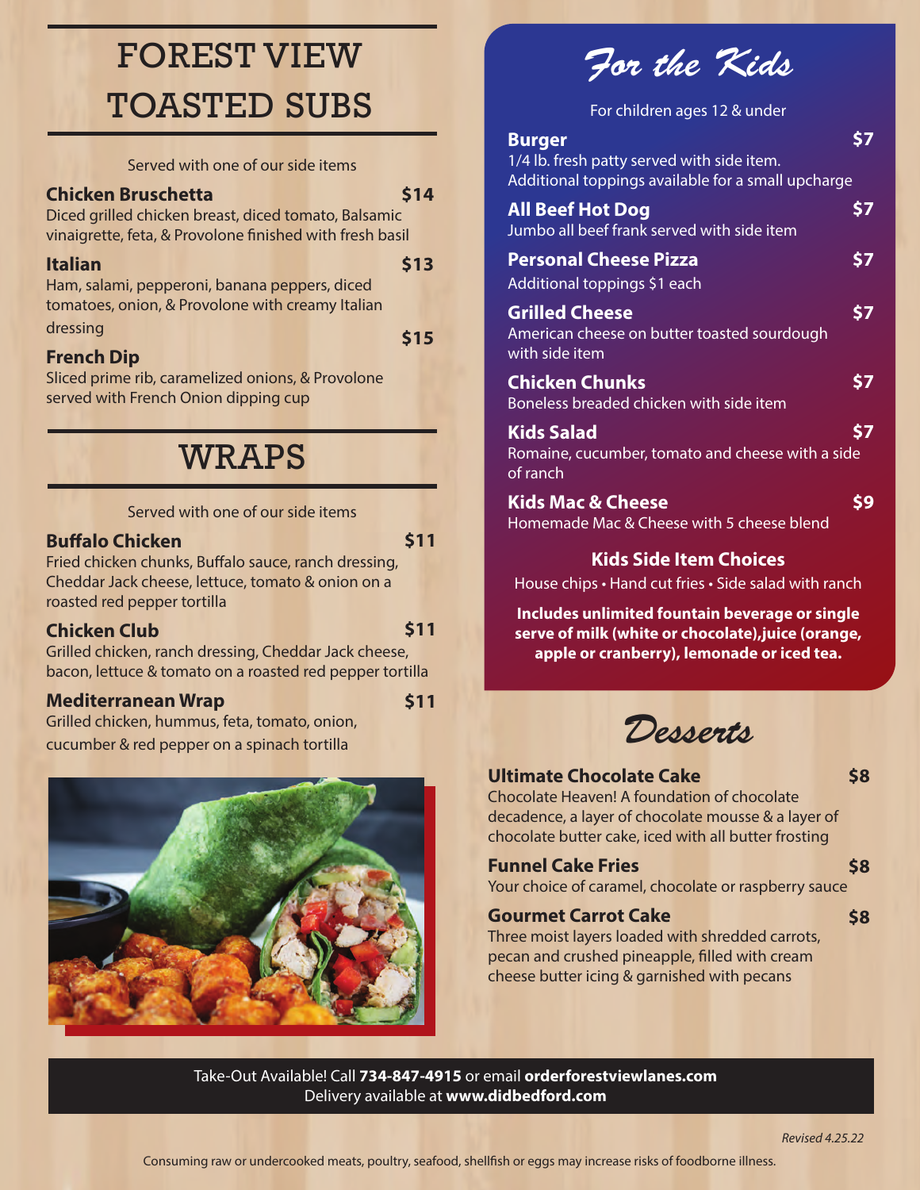# FOREST VIEW TOASTED SUBS

Served with one of our side items

**Chicken Bruschetta** **$14**
Diced grilled chicken breast, diced tomato, Balsamic vinaigrette, feta, & Provolone finished with fresh basil

**Italian** **$13**
Ham, salami, pepperoni, banana peppers, diced tomatoes, onion, & Provolone with creamy Italian dressing

**French Dip** **$15**
Sliced prime rib, caramelized onions, & Provolone served with French Onion dipping cup

# WRAPS

Served with one of our side items

**Buffalo Chicken** **$11**
Fried chicken chunks, Buffalo sauce, ranch dressing, Cheddar Jack cheese, lettuce, tomato & onion on a roasted red pepper tortilla

**Chicken Club** **$11**
Grilled chicken, ranch dressing, Cheddar Jack cheese, bacon, lettuce & tomato on a roasted red pepper tortilla

**Mediterranean Wrap** **$11**
Grilled chicken, hummus, feta, tomato, onion, cucumber & red pepper on a spinach tortilla

# *For the Kids*

For children ages 12 & under

**Burger** **$7**
1/4 lb. fresh patty served with side item.
Additional toppings available for a small upcharge

**All Beef Hot Dog** **$7**
Jumbo all beef frank served with side item

**Personal Cheese Pizza** **$7**
Additional toppings $1 each

**Grilled Cheese** **$7**
American cheese on butter toasted sourdough with side item

**Chicken Chunks** **$7**
Boneless breaded chicken with side item

**Kids Salad** **$7**
Romaine, cucumber, tomato and cheese with a side of ranch

**Kids Mac & Cheese** **$9**
Homemade Mac & Cheese with 5 cheese blend

**Kids Side Item Choices**
House chips • Hand cut fries • Side salad with ranch

**Includes unlimited fountain beverage or single serve of milk (white or chocolate),juice (orange, apple or cranberry), lemonade or iced tea.**

# *Desserts*

**Ultimate Chocolate Cake** **$8**
Chocolate Heaven! A foundation of chocolate decadence, a layer of chocolate mousse & a layer of chocolate butter cake, iced with all butter frosting

**Funnel Cake Fries** **$8**
Your choice of caramel, chocolate or raspberry sauce

**Gourmet Carrot Cake** **$8**
Three moist layers loaded with shredded carrots, pecan and crushed pineapple, filled with cream cheese butter icing & garnished with pecans

Take-Out Available! Call **734-847-4915** or email **orderforestviewlanes.com**
Delivery available at **www.didbedford.com**

*Revised 4.25.22*

Consuming raw or undercooked meats, poultry, seafood, shellfish or eggs may increase risks of foodborne illness.